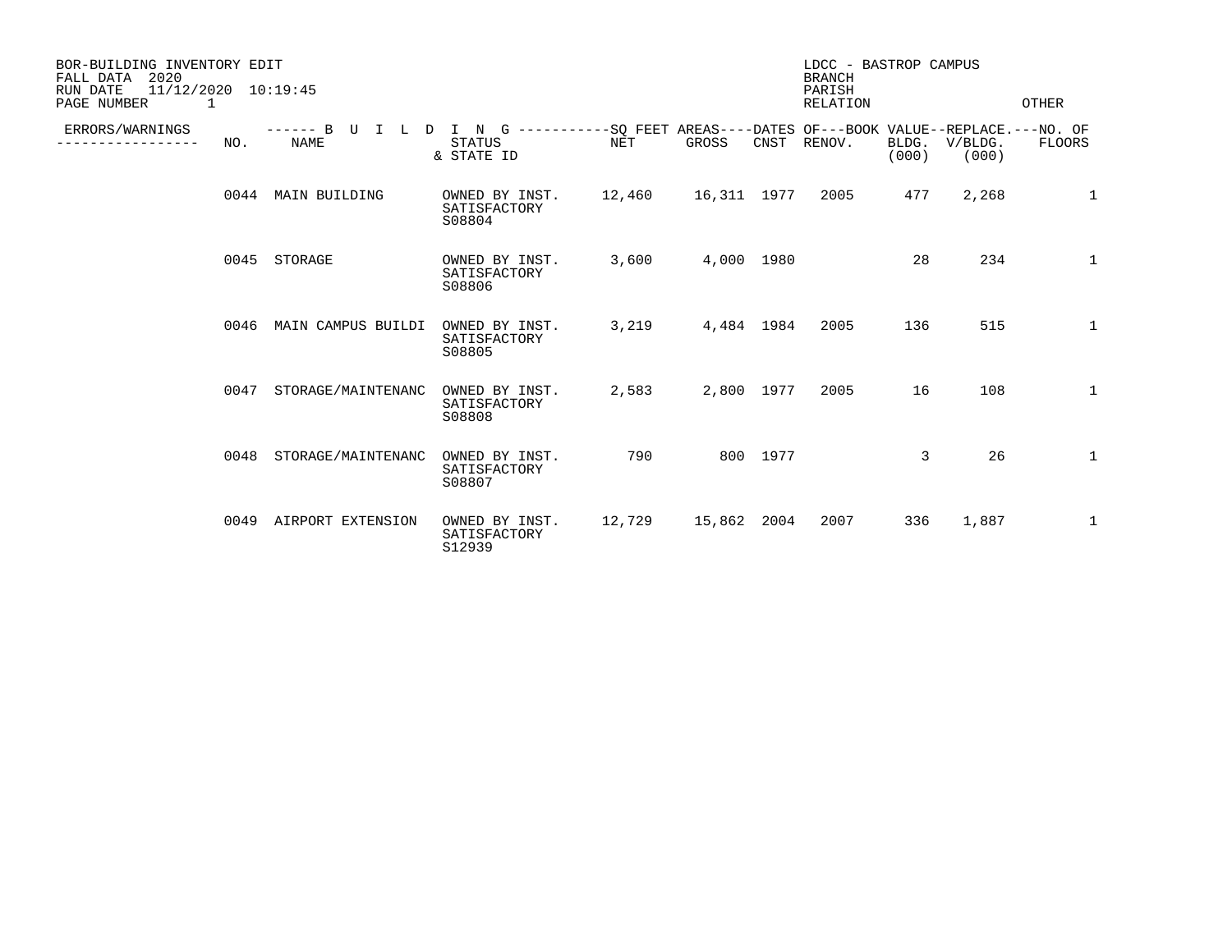BOR-BUILDING INVENTORY EDIT
FALL DATA 2020
RUN DATE 11/12/2020 10:19:45

LDCC - BASTROP CAMPUS
BRANCH
PARISH
RELATION OTHER

| ERRORS/WARNINGS | NO. | BUILDING NAME | STATUS & STATE ID | SQ FEET AREAS NET | SQ FEET AREAS GROSS | DATES OF CNST | DATES OF RENOV. | BOOK VALUE BLDG. (000) | REPLACE. V/BLDG. (000) | NO. OF FLOORS |
|---|---|---|---|---|---|---|---|---|---|---|
| | 0044 | MAIN BUILDING | OWNED BY INST. SATISFACTORY S08804 | 12,460 | 16,311 | 1977 | 2005 | 477 | 2,268 | 1 |
| | 0045 | STORAGE | OWNED BY INST. SATISFACTORY S08806 | 3,600 | 4,000 | 1980 | | 28 | 234 | 1 |
| | 0046 | MAIN CAMPUS BUILDI | OWNED BY INST. SATISFACTORY S08805 | 3,219 | 4,484 | 1984 | 2005 | 136 | 515 | 1 |
| | 0047 | STORAGE/MAINTENANC | OWNED BY INST. SATISFACTORY S08808 | 2,583 | 2,800 | 1977 | 2005 | 16 | 108 | 1 |
| | 0048 | STORAGE/MAINTENANC | OWNED BY INST. SATISFACTORY S08807 | 790 | 800 | 1977 | | 3 | 26 | 1 |
| | 0049 | AIRPORT EXTENSION | OWNED BY INST. SATISFACTORY S12939 | 12,729 | 15,862 | 2004 | 2007 | 336 | 1,887 | 1 |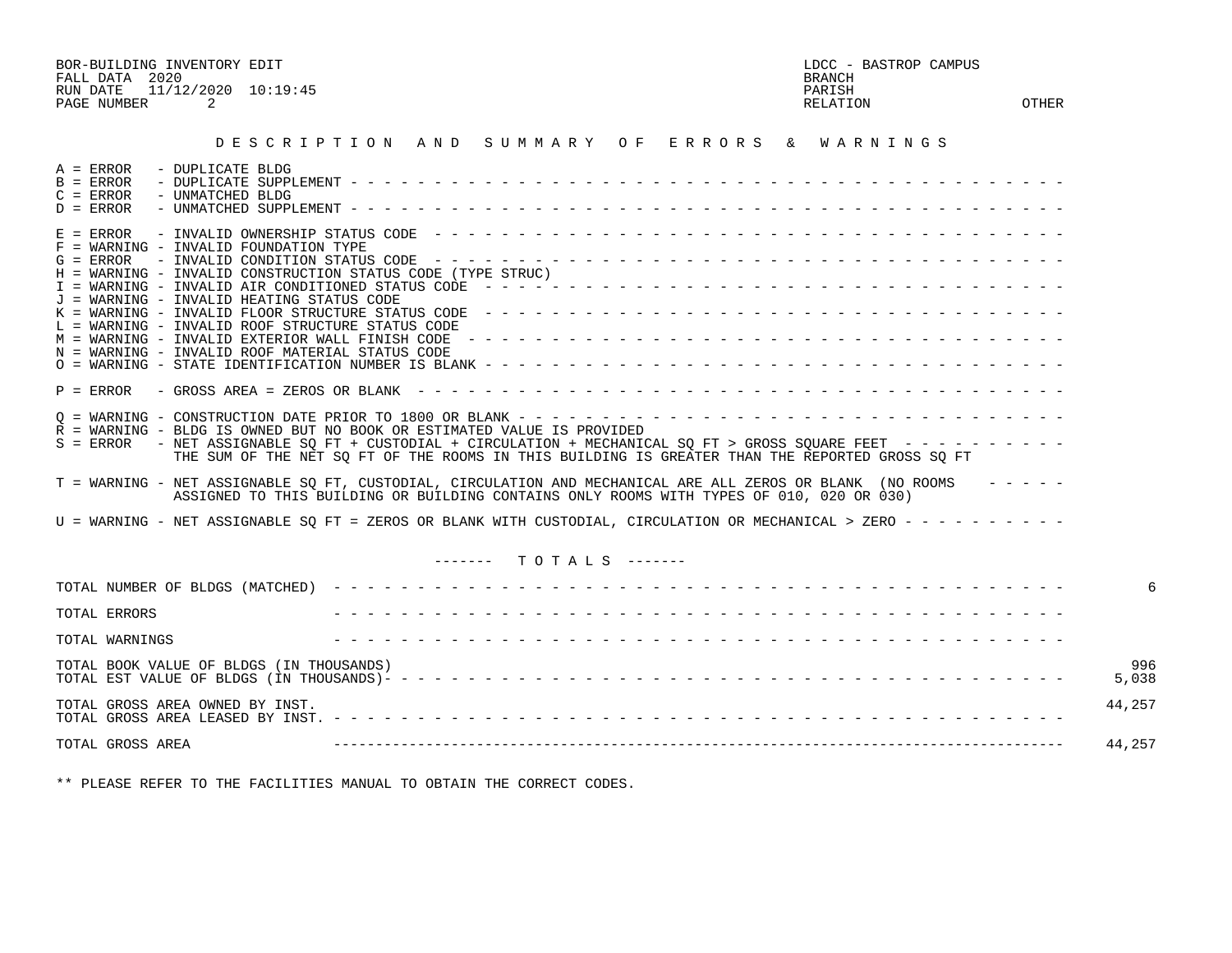BOR-BUILDING INVENTORY EDIT
FALL DATA 2020
RUN DATE 11/12/2020 10:19:45

LDCC - BASTROP CAMPUS
BRANCH
PARISH
RELATION OTHER

## DESCRIPTION AND SUMMARY OF ERRORS & WARNINGS

A = ERROR - DUPLICATE BLDG
B = ERROR - DUPLICATE SUPPLEMENT
C = ERROR - UNMATCHED BLDG
D = ERROR - UNMATCHED SUPPLEMENT

E = ERROR - INVALID OWNERSHIP STATUS CODE
F = WARNING - INVALID FOUNDATION TYPE
G = ERROR - INVALID CONDITION STATUS CODE
H = WARNING - INVALID CONSTRUCTION STATUS CODE (TYPE STRUC)
I = WARNING - INVALID AIR CONDITIONED STATUS CODE
J = WARNING - INVALID HEATING STATUS CODE
K = WARNING - INVALID FLOOR STRUCTURE STATUS CODE
L = WARNING - INVALID ROOF STRUCTURE STATUS CODE
M = WARNING - INVALID EXTERIOR WALL FINISH CODE
N = WARNING - INVALID ROOF MATERIAL STATUS CODE
O = WARNING - STATE IDENTIFICATION NUMBER IS BLANK

P = ERROR - GROSS AREA = ZEROS OR BLANK

Q = WARNING - CONSTRUCTION DATE PRIOR TO 1800 OR BLANK
R = WARNING - BLDG IS OWNED BUT NO BOOK OR ESTIMATED VALUE IS PROVIDED
S = ERROR - NET ASSIGNABLE SQ FT + CUSTODIAL + CIRCULATION + MECHANICAL SQ FT > GROSS SQUARE FEET
THE SUM OF THE NET SQ FT OF THE ROOMS IN THIS BUILDING IS GREATER THAN THE REPORTED GROSS SQ FT

T = WARNING - NET ASSIGNABLE SQ FT, CUSTODIAL, CIRCULATION AND MECHANICAL ARE ALL ZEROS OR BLANK (NO ROOMS ASSIGNED TO THIS BUILDING OR BUILDING CONTAINS ONLY ROOMS WITH TYPES OF 010, 020 OR 030)

U = WARNING - NET ASSIGNABLE SQ FT = ZEROS OR BLANK WITH CUSTODIAL, CIRCULATION OR MECHANICAL > ZERO

## ------- TOTALS -------

| | |
|---|---|
| TOTAL NUMBER OF BLDGS (MATCHED) | 6 |
| TOTAL ERRORS | |
| TOTAL WARNINGS | |
| TOTAL BOOK VALUE OF BLDGS (IN THOUSANDS) | 996 |
| TOTAL EST VALUE OF BLDGS (IN THOUSANDS) | 5,038 |
| TOTAL GROSS AREA OWNED BY INST. | 44,257 |
| TOTAL GROSS AREA LEASED BY INST. | |
| TOTAL GROSS AREA | 44,257 |

** PLEASE REFER TO THE FACILITIES MANUAL TO OBTAIN THE CORRECT CODES.